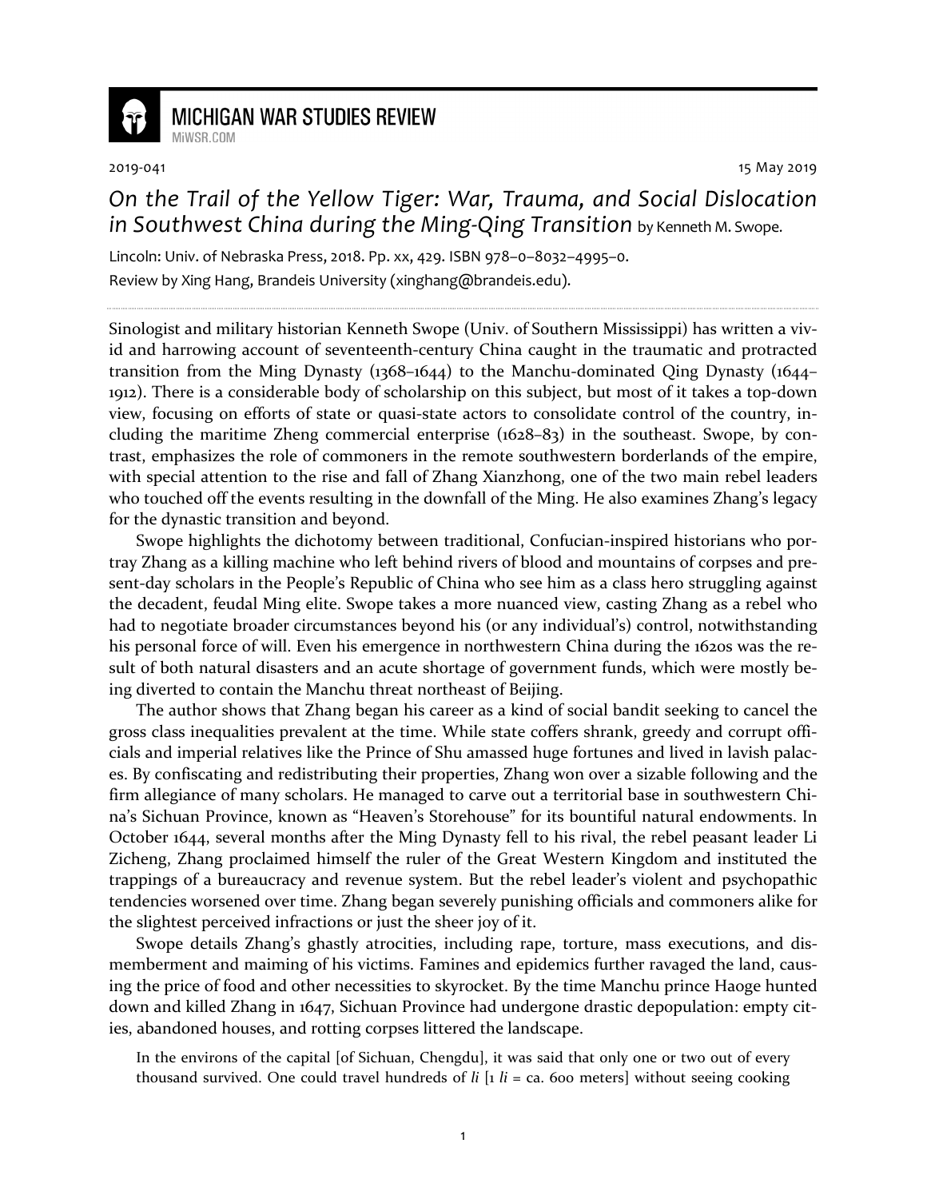MICHIGAN WAR STUDIES REVIEW
MiWSR.COM

2019-041 15 May 2019

# *On the Trail of the Yellow Tiger: War, Trauma, and Social Dislocation in Southwest China during the Ming-Qing Transition* by Kenneth M. Swope.

Lincoln: Univ. of Nebraska Press, 2018. Pp. xx, 429. ISBN 978–0–8032–4995–0.

Review by Xing Hang, Brandeis University (xinghang@brandeis.edu).

---

Sinologist and military historian Kenneth Swope (Univ. of Southern Mississippi) has written a vivid and harrowing account of seventeenth-century China caught in the traumatic and protracted transition from the Ming Dynasty (1368–1644) to the Manchu-dominated Qing Dynasty (1644–1912). There is a considerable body of scholarship on this subject, but most of it takes a top-down view, focusing on efforts of state or quasi-state actors to consolidate control of the country, including the maritime Zheng commercial enterprise (1628–83) in the southeast. Swope, by contrast, emphasizes the role of commoners in the remote southwestern borderlands of the empire, with special attention to the rise and fall of Zhang Xianzhong, one of the two main rebel leaders who touched off the events resulting in the downfall of the Ming. He also examines Zhang's legacy for the dynastic transition and beyond.

Swope highlights the dichotomy between traditional, Confucian-inspired historians who portray Zhang as a killing machine who left behind rivers of blood and mountains of corpses and present-day scholars in the People's Republic of China who see him as a class hero struggling against the decadent, feudal Ming elite. Swope takes a more nuanced view, casting Zhang as a rebel who had to negotiate broader circumstances beyond his (or any individual's) control, notwithstanding his personal force of will. Even his emergence in northwestern China during the 1620s was the result of both natural disasters and an acute shortage of government funds, which were mostly being diverted to contain the Manchu threat northeast of Beijing.

The author shows that Zhang began his career as a kind of social bandit seeking to cancel the gross class inequalities prevalent at the time. While state coffers shrank, greedy and corrupt officials and imperial relatives like the Prince of Shu amassed huge fortunes and lived in lavish palaces. By confiscating and redistributing their properties, Zhang won over a sizable following and the firm allegiance of many scholars. He managed to carve out a territorial base in southwestern China's Sichuan Province, known as "Heaven's Storehouse" for its bountiful natural endowments. In October 1644, several months after the Ming Dynasty fell to his rival, the rebel peasant leader Li Zicheng, Zhang proclaimed himself the ruler of the Great Western Kingdom and instituted the trappings of a bureaucracy and revenue system. But the rebel leader's violent and psychopathic tendencies worsened over time. Zhang began severely punishing officials and commoners alike for the slightest perceived infractions or just the sheer joy of it.

Swope details Zhang's ghastly atrocities, including rape, torture, mass executions, and dismemberment and maiming of his victims. Famines and epidemics further ravaged the land, causing the price of food and other necessities to skyrocket. By the time Manchu prince Haoge hunted down and killed Zhang in 1647, Sichuan Province had undergone drastic depopulation: empty cities, abandoned houses, and rotting corpses littered the landscape.

> In the environs of the capital [of Sichuan, Chengdu], it was said that only one or two out of every thousand survived. One could travel hundreds of *li* [1 *li* = ca. 600 meters] without seeing cooking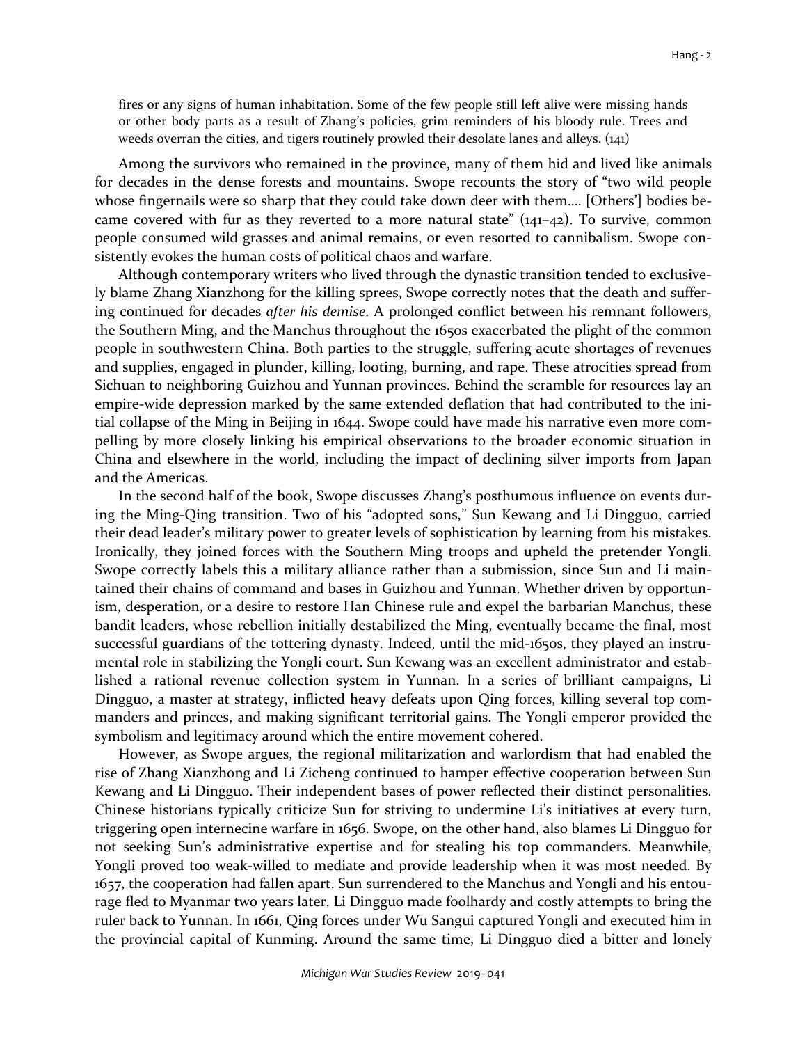fires or any signs of human inhabitation. Some of the few people still left alive were missing hands or other body parts as a result of Zhang's policies, grim reminders of his bloody rule. Trees and weeds overran the cities, and tigers routinely prowled their desolate lanes and alleys. (141)

Among the survivors who remained in the province, many of them hid and lived like animals for decades in the dense forests and mountains. Swope recounts the story of "two wild people whose fingernails were so sharp that they could take down deer with them.... [Others'] bodies became covered with fur as they reverted to a more natural state" (141–42). To survive, common people consumed wild grasses and animal remains, or even resorted to cannibalism. Swope consistently evokes the human costs of political chaos and warfare.

Although contemporary writers who lived through the dynastic transition tended to exclusively blame Zhang Xianzhong for the killing sprees, Swope correctly notes that the death and suffering continued for decades *after his demise*. A prolonged conflict between his remnant followers, the Southern Ming, and the Manchus throughout the 1650s exacerbated the plight of the common people in southwestern China. Both parties to the struggle, suffering acute shortages of revenues and supplies, engaged in plunder, killing, looting, burning, and rape. These atrocities spread from Sichuan to neighboring Guizhou and Yunnan provinces. Behind the scramble for resources lay an empire-wide depression marked by the same extended deflation that had contributed to the initial collapse of the Ming in Beijing in 1644. Swope could have made his narrative even more compelling by more closely linking his empirical observations to the broader economic situation in China and elsewhere in the world, including the impact of declining silver imports from Japan and the Americas.

In the second half of the book, Swope discusses Zhang's posthumous influence on events during the Ming-Qing transition. Two of his "adopted sons," Sun Kewang and Li Dingguo, carried their dead leader's military power to greater levels of sophistication by learning from his mistakes. Ironically, they joined forces with the Southern Ming troops and upheld the pretender Yongli. Swope correctly labels this a military alliance rather than a submission, since Sun and Li maintained their chains of command and bases in Guizhou and Yunnan. Whether driven by opportunism, desperation, or a desire to restore Han Chinese rule and expel the barbarian Manchus, these bandit leaders, whose rebellion initially destabilized the Ming, eventually became the final, most successful guardians of the tottering dynasty. Indeed, until the mid-1650s, they played an instrumental role in stabilizing the Yongli court. Sun Kewang was an excellent administrator and established a rational revenue collection system in Yunnan. In a series of brilliant campaigns, Li Dingguo, a master at strategy, inflicted heavy defeats upon Qing forces, killing several top commanders and princes, and making significant territorial gains. The Yongli emperor provided the symbolism and legitimacy around which the entire movement cohered.

However, as Swope argues, the regional militarization and warlordism that had enabled the rise of Zhang Xianzhong and Li Zicheng continued to hamper effective cooperation between Sun Kewang and Li Dingguo. Their independent bases of power reflected their distinct personalities. Chinese historians typically criticize Sun for striving to undermine Li's initiatives at every turn, triggering open internecine warfare in 1656. Swope, on the other hand, also blames Li Dingguo for not seeking Sun's administrative expertise and for stealing his top commanders. Meanwhile, Yongli proved too weak-willed to mediate and provide leadership when it was most needed. By 1657, the cooperation had fallen apart. Sun surrendered to the Manchus and Yongli and his entourage fled to Myanmar two years later. Li Dingguo made foolhardy and costly attempts to bring the ruler back to Yunnan. In 1661, Qing forces under Wu Sangui captured Yongli and executed him in the provincial capital of Kunming. Around the same time, Li Dingguo died a bitter and lonely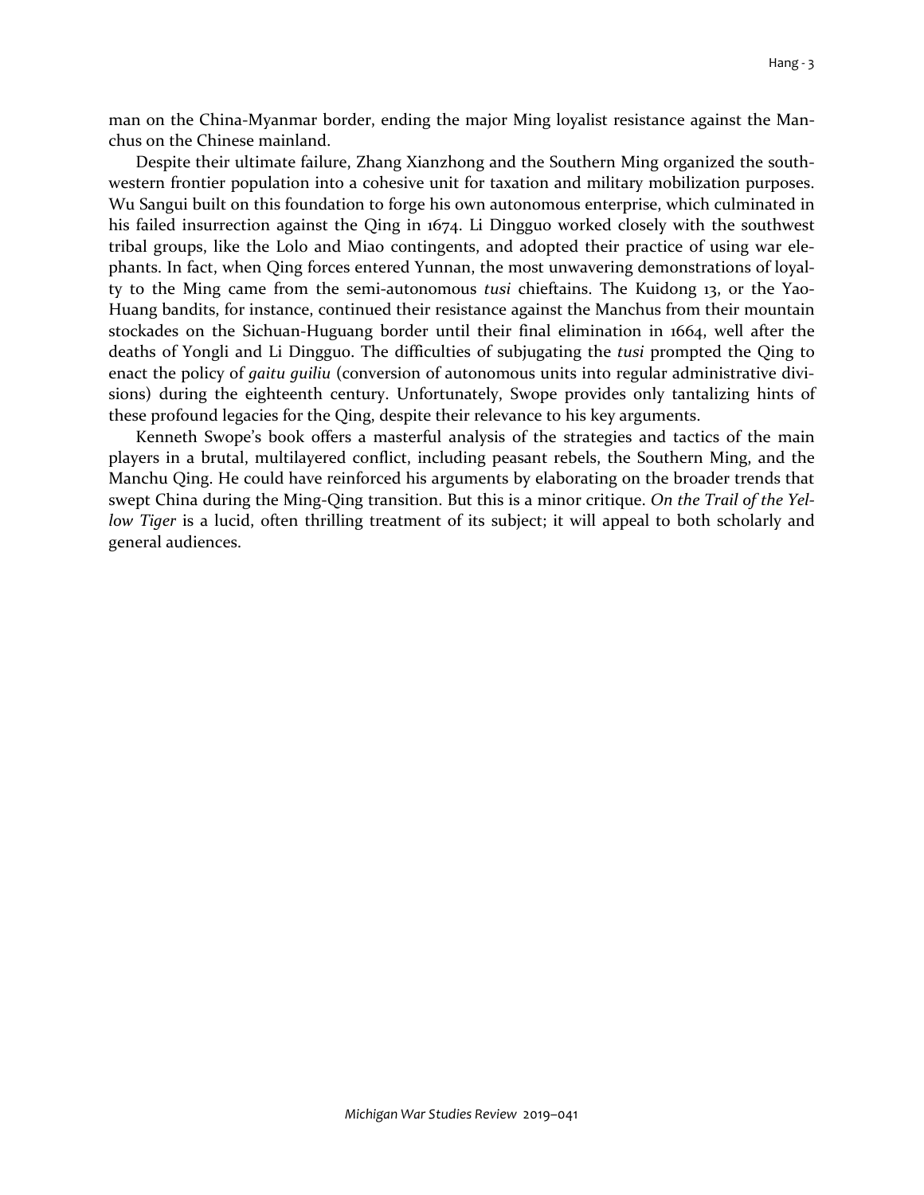man on the China-Myanmar border, ending the major Ming loyalist resistance against the Manchus on the Chinese mainland.

Despite their ultimate failure, Zhang Xianzhong and the Southern Ming organized the southwestern frontier population into a cohesive unit for taxation and military mobilization purposes. Wu Sangui built on this foundation to forge his own autonomous enterprise, which culminated in his failed insurrection against the Qing in 1674. Li Dingguo worked closely with the southwest tribal groups, like the Lolo and Miao contingents, and adopted their practice of using war elephants. In fact, when Qing forces entered Yunnan, the most unwavering demonstrations of loyalty to the Ming came from the semi-autonomous *tusi* chieftains. The Kuidong 13, or the Yao-Huang bandits, for instance, continued their resistance against the Manchus from their mountain stockades on the Sichuan-Huguang border until their final elimination in 1664, well after the deaths of Yongli and Li Dingguo. The difficulties of subjugating the *tusi* prompted the Qing to enact the policy of *gaitu guiliu* (conversion of autonomous units into regular administrative divisions) during the eighteenth century. Unfortunately, Swope provides only tantalizing hints of these profound legacies for the Qing, despite their relevance to his key arguments.

Kenneth Swope's book offers a masterful analysis of the strategies and tactics of the main players in a brutal, multilayered conflict, including peasant rebels, the Southern Ming, and the Manchu Qing. He could have reinforced his arguments by elaborating on the broader trends that swept China during the Ming-Qing transition. But this is a minor critique. *On the Trail of the Yellow Tiger* is a lucid, often thrilling treatment of its subject; it will appeal to both scholarly and general audiences.